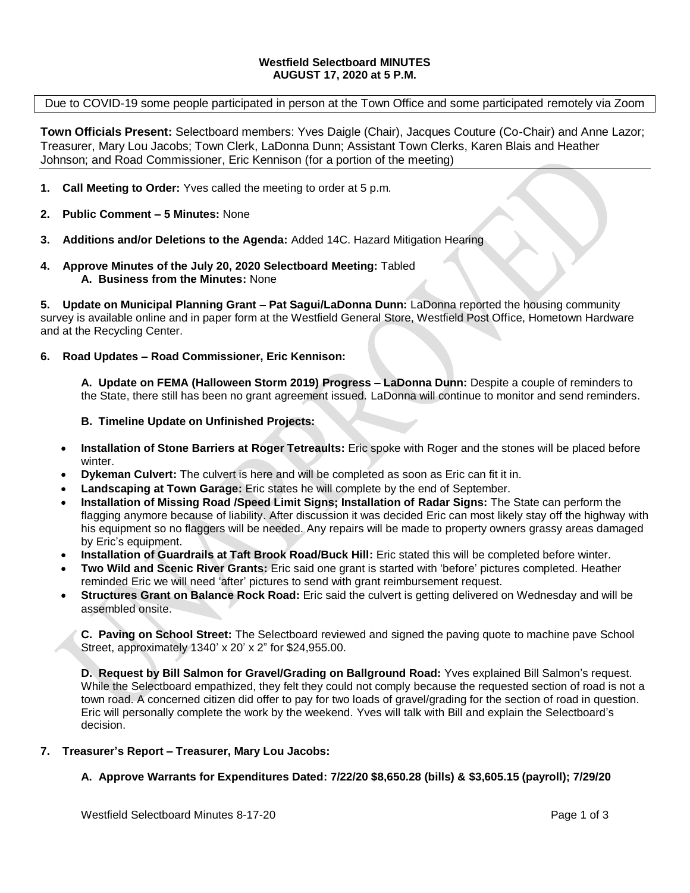**Westfield Selectboard MINUTES**
**AUGUST 17, 2020 at 5 P.M.**

Due to COVID-19 some people participated in person at the Town Office and some participated remotely via Zoom

**Town Officials Present:** Selectboard members: Yves Daigle (Chair), Jacques Couture (Co-Chair) and Anne Lazor; Treasurer, Mary Lou Jacobs; Town Clerk, LaDonna Dunn; Assistant Town Clerks, Karen Blais and Heather Johnson; and Road Commissioner, Eric Kennison (for a portion of the meeting)

1. **Call Meeting to Order:** Yves called the meeting to order at 5 p.m.

2. **Public Comment – 5 Minutes:** None

3. **Additions and/or Deletions to the Agenda:** Added 14C. Hazard Mitigation Hearing

4. **Approve Minutes of the July 20, 2020 Selectboard Meeting:** Tabled
   **A. Business from the Minutes:** None

5. **Update on Municipal Planning Grant – Pat Sagui/LaDonna Dunn:** LaDonna reported the housing community survey is available online and in paper form at the Westfield General Store, Westfield Post Office, Hometown Hardware and at the Recycling Center.

6. **Road Updates – Road Commissioner, Eric Kennison:**

   **A. Update on FEMA (Halloween Storm 2019) Progress – LaDonna Dunn:** Despite a couple of reminders to the State, there still has been no grant agreement issued. LaDonna will continue to monitor and send reminders.

   **B. Timeline Update on Unfinished Projects:**

- **Installation of Stone Barriers at Roger Tetreaults:** Eric spoke with Roger and the stones will be placed before winter.
- **Dykeman Culvert:** The culvert is here and will be completed as soon as Eric can fit it in.
- **Landscaping at Town Garage:** Eric states he will complete by the end of September.
- **Installation of Missing Road /Speed Limit Signs; Installation of Radar Signs:** The State can perform the flagging anymore because of liability. After discussion it was decided Eric can most likely stay off the highway with his equipment so no flaggers will be needed. Any repairs will be made to property owners grassy areas damaged by Eric's equipment.
- **Installation of Guardrails at Taft Brook Road/Buck Hill:** Eric stated this will be completed before winter.
- **Two Wild and Scenic River Grants:** Eric said one grant is started with 'before' pictures completed. Heather reminded Eric we will need 'after' pictures to send with grant reimbursement request.
- **Structures Grant on Balance Rock Road:** Eric said the culvert is getting delivered on Wednesday and will be assembled onsite.

   **C. Paving on School Street:** The Selectboard reviewed and signed the paving quote to machine pave School Street, approximately 1340' x 20' x 2" for $24,955.00.

   **D. Request by Bill Salmon for Gravel/Grading on Ballground Road:** Yves explained Bill Salmon's request. While the Selectboard empathized, they felt they could not comply because the requested section of road is not a town road. A concerned citizen did offer to pay for two loads of gravel/grading for the section of road in question. Eric will personally complete the work by the weekend. Yves will talk with Bill and explain the Selectboard's decision.

7. **Treasurer's Report – Treasurer, Mary Lou Jacobs:**

   **A. Approve Warrants for Expenditures Dated: 7/22/20 $8,650.28 (bills) & $3,605.15 (payroll); 7/29/20**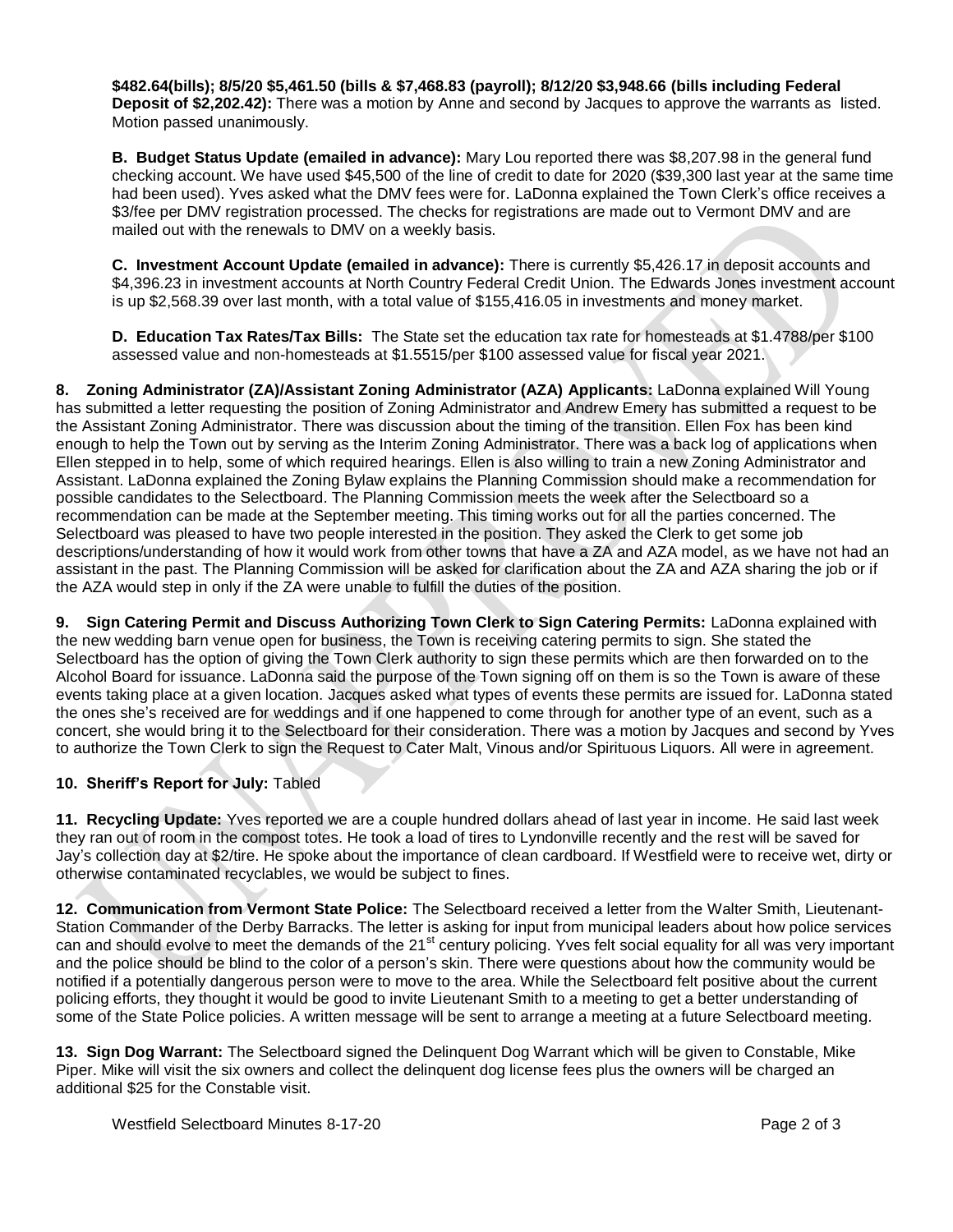**$482.64(bills); 8/5/20 $5,461.50 (bills & $7,468.83 (payroll); 8/12/20 $3,948.66 (bills including Federal Deposit of $2,202.42):** There was a motion by Anne and second by Jacques to approve the warrants as listed. Motion passed unanimously.

**B. Budget Status Update (emailed in advance):** Mary Lou reported there was $8,207.98 in the general fund checking account. We have used $45,500 of the line of credit to date for 2020 ($39,300 last year at the same time had been used). Yves asked what the DMV fees were for. LaDonna explained the Town Clerk's office receives a $3/fee per DMV registration processed. The checks for registrations are made out to Vermont DMV and are mailed out with the renewals to DMV on a weekly basis.

**C. Investment Account Update (emailed in advance):** There is currently $5,426.17 in deposit accounts and $4,396.23 in investment accounts at North Country Federal Credit Union. The Edwards Jones investment account is up $2,568.39 over last month, with a total value of $155,416.05 in investments and money market.

**D. Education Tax Rates/Tax Bills:** The State set the education tax rate for homesteads at $1.4788/per $100 assessed value and non-homesteads at $1.5515/per $100 assessed value for fiscal year 2021.

**8. Zoning Administrator (ZA)/Assistant Zoning Administrator (AZA) Applicants:** LaDonna explained Will Young has submitted a letter requesting the position of Zoning Administrator and Andrew Emery has submitted a request to be the Assistant Zoning Administrator. There was discussion about the timing of the transition. Ellen Fox has been kind enough to help the Town out by serving as the Interim Zoning Administrator. There was a back log of applications when Ellen stepped in to help, some of which required hearings. Ellen is also willing to train a new Zoning Administrator and Assistant. LaDonna explained the Zoning Bylaw explains the Planning Commission should make a recommendation for possible candidates to the Selectboard. The Planning Commission meets the week after the Selectboard so a recommendation can be made at the September meeting. This timing works out for all the parties concerned. The Selectboard was pleased to have two people interested in the position. They asked the Clerk to get some job descriptions/understanding of how it would work from other towns that have a ZA and AZA model, as we have not had an assistant in the past. The Planning Commission will be asked for clarification about the ZA and AZA sharing the job or if the AZA would step in only if the ZA were unable to fulfill the duties of the position.

**9. Sign Catering Permit and Discuss Authorizing Town Clerk to Sign Catering Permits:** LaDonna explained with the new wedding barn venue open for business, the Town is receiving catering permits to sign. She stated the Selectboard has the option of giving the Town Clerk authority to sign these permits which are then forwarded on to the Alcohol Board for issuance. LaDonna said the purpose of the Town signing off on them is so the Town is aware of these events taking place at a given location. Jacques asked what types of events these permits are issued for. LaDonna stated the ones she's received are for weddings and if one happened to come through for another type of an event, such as a concert, she would bring it to the Selectboard for their consideration. There was a motion by Jacques and second by Yves to authorize the Town Clerk to sign the Request to Cater Malt, Vinous and/or Spirituous Liquors. All were in agreement.

**10. Sheriff's Report for July:** Tabled

**11. Recycling Update:** Yves reported we are a couple hundred dollars ahead of last year in income. He said last week they ran out of room in the compost totes. He took a load of tires to Lyndonville recently and the rest will be saved for Jay's collection day at $2/tire. He spoke about the importance of clean cardboard. If Westfield were to receive wet, dirty or otherwise contaminated recyclables, we would be subject to fines.

**12. Communication from Vermont State Police:** The Selectboard received a letter from the Walter Smith, Lieutenant-Station Commander of the Derby Barracks. The letter is asking for input from municipal leaders about how police services can and should evolve to meet the demands of the 21st century policing. Yves felt social equality for all was very important and the police should be blind to the color of a person's skin. There were questions about how the community would be notified if a potentially dangerous person were to move to the area. While the Selectboard felt positive about the current policing efforts, they thought it would be good to invite Lieutenant Smith to a meeting to get a better understanding of some of the State Police policies. A written message will be sent to arrange a meeting at a future Selectboard meeting.

**13. Sign Dog Warrant:** The Selectboard signed the Delinquent Dog Warrant which will be given to Constable, Mike Piper. Mike will visit the six owners and collect the delinquent dog license fees plus the owners will be charged an additional $25 for the Constable visit.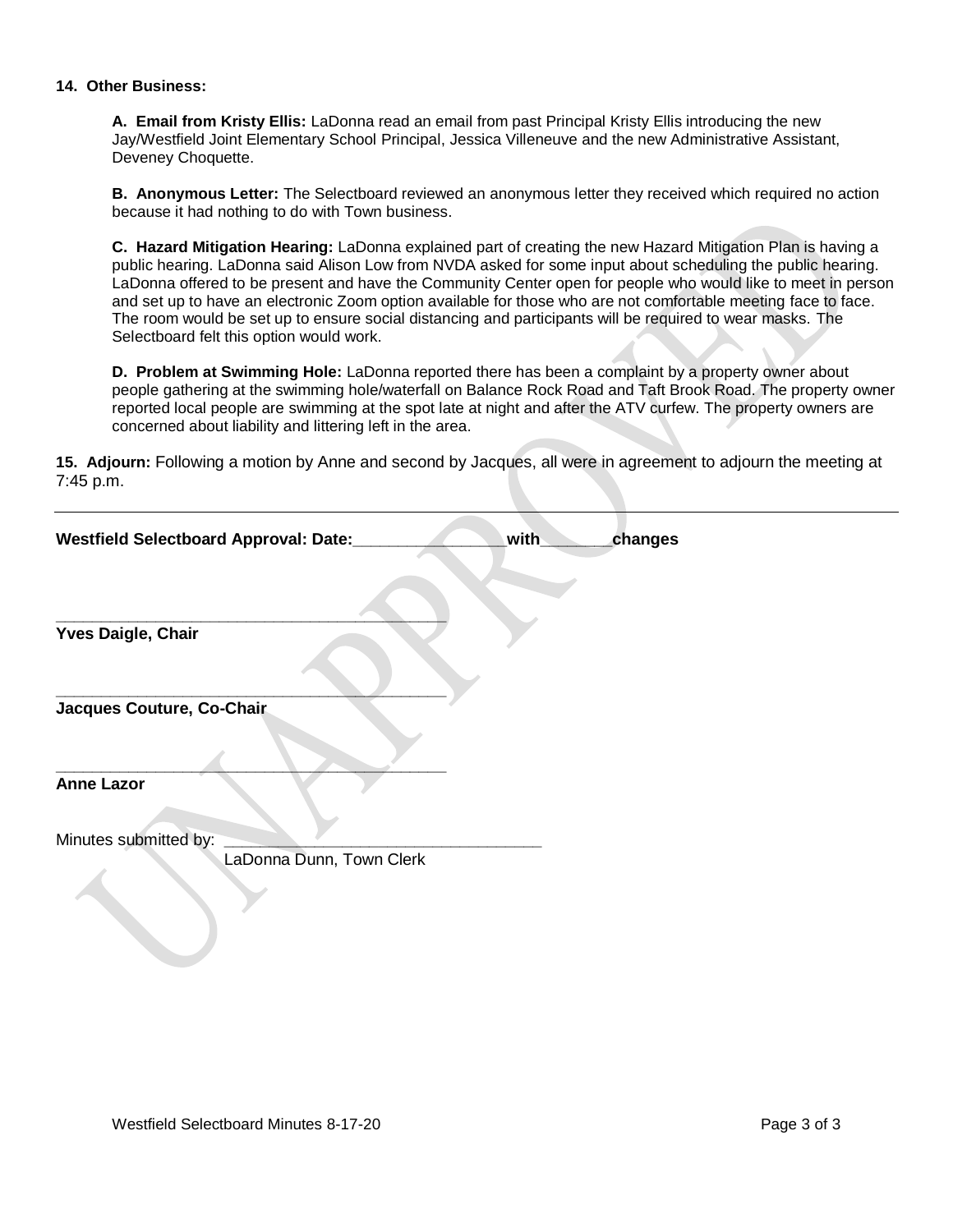**14. Other Business:**

**A. Email from Kristy Ellis:** LaDonna read an email from past Principal Kristy Ellis introducing the new Jay/Westfield Joint Elementary School Principal, Jessica Villeneuve and the new Administrative Assistant, Deveney Choquette.

**B. Anonymous Letter:** The Selectboard reviewed an anonymous letter they received which required no action because it had nothing to do with Town business.

**C. Hazard Mitigation Hearing:** LaDonna explained part of creating the new Hazard Mitigation Plan is having a public hearing. LaDonna said Alison Low from NVDA asked for some input about scheduling the public hearing. LaDonna offered to be present and have the Community Center open for people who would like to meet in person and set up to have an electronic Zoom option available for those who are not comfortable meeting face to face. The room would be set up to ensure social distancing and participants will be required to wear masks. The Selectboard felt this option would work.

**D. Problem at Swimming Hole:** LaDonna reported there has been a complaint by a property owner about people gathering at the swimming hole/waterfall on Balance Rock Road and Taft Brook Road. The property owner reported local people are swimming at the spot late at night and after the ATV curfew. The property owners are concerned about liability and littering left in the area.

**15. Adjourn:** Following a motion by Anne and second by Jacques, all were in agreement to adjourn the meeting at 7:45 p.m.

---

**Westfield Selectboard Approval: Date:_________________with________changes**

_____________________________________________
**Yves Daigle, Chair**

_____________________________________________
**Jacques Couture, Co-Chair**

_____________________________________________
**Anne Lazor**

Minutes submitted by: ___________________________________
LaDonna Dunn, Town Clerk

UNAPPROVED